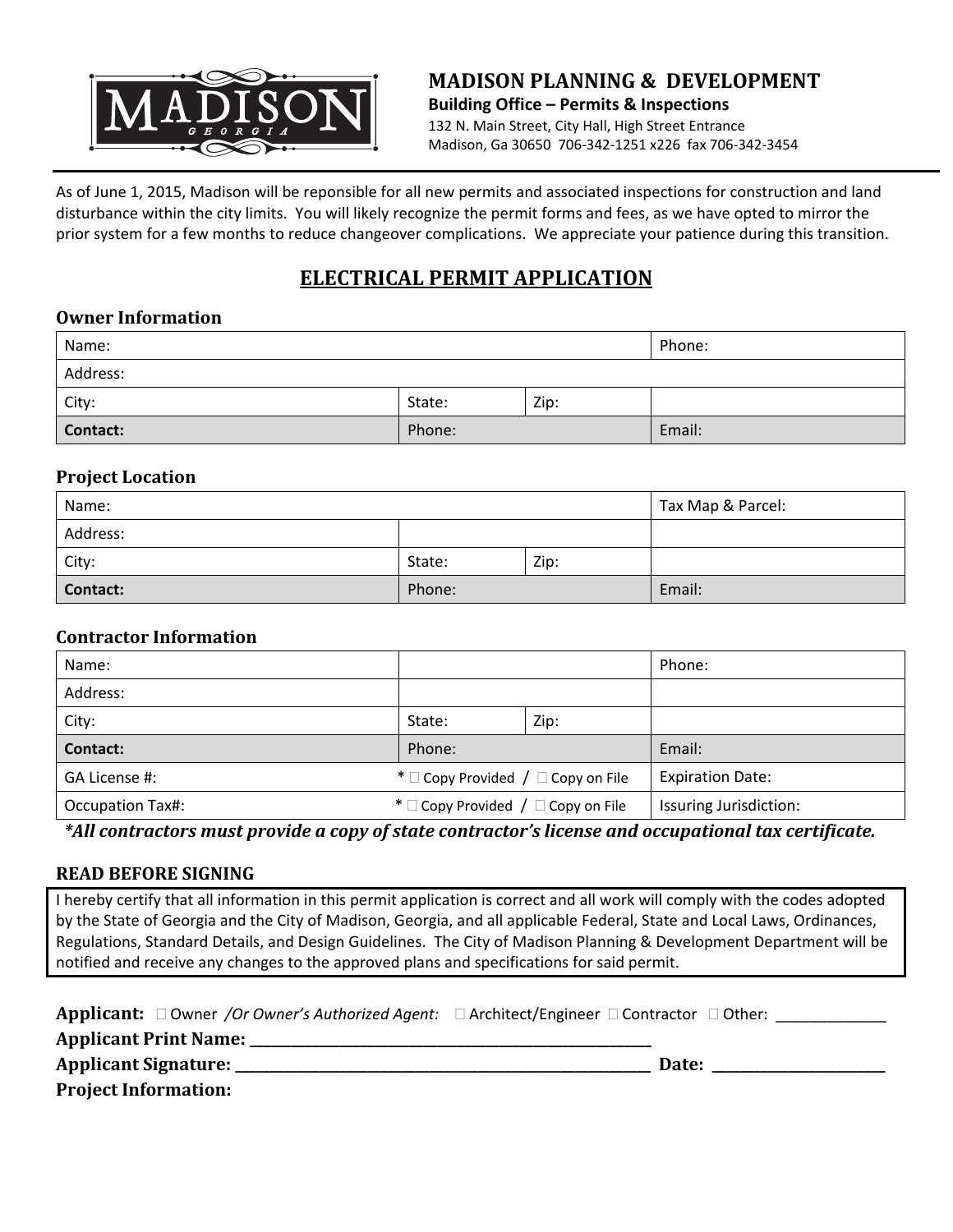MADISON GEORGIA

# MADISON PLANNING & DEVELOPMENT

**Building Office – Permits & Inspections**

132 N. Main Street, City Hall, High Street Entrance
Madison, Ga 30650 706-342-1251 x226 fax 706-342-3454

As of June 1, 2015, Madison will be reponsible for all new permits and associated inspections for construction and land disturbance within the city limits. You will likely recognize the permit forms and fees, as we have opted to mirror the prior system for a few months to reduce changeover complications. We appreciate your patience during this transition.

## ELECTRICAL PERMIT APPLICATION

### Owner Information

| Name: | | | Phone: |
|---|---|---|---|
| Address: | | | |
| City: | State: | Zip: | |
| **Contact:** | Phone: | | Email: |

### Project Location

| Name: | | | Tax Map & Parcel: |
|---|---|---|---|
| Address: | | | |
| City: | State: | Zip: | |
| **Contact:** | Phone: | | Email: |

### Contractor Information

| Name: | | | Phone: |
|---|---|---|---|
| Address: | | | |
| City: | State: | Zip: | |
| **Contact:** | Phone: | | Email: |
| GA License #: | * ☐ Copy Provided / ☐ Copy on File | | Expiration Date: |
| Occupation Tax#: | * ☐ Copy Provided / ☐ Copy on File | | Issuring Jurisdiction: |

***All contractors must provide a copy of state contractor's license and occupational tax certificate.**

### READ BEFORE SIGNING

I hereby certify that all information in this permit application is correct and all work will comply with the codes adopted by the State of Georgia and the City of Madison, Georgia, and all applicable Federal, State and Local Laws, Ordinances, Regulations, Standard Details, and Design Guidelines. The City of Madison Planning & Development Department will be notified and receive any changes to the approved plans and specifications for said permit.

**Applicant:** ☐ Owner */Or Owner's Authorized Agent:* ☐ Architect/Engineer ☐ Contractor ☐ Other: _____________

**Applicant Print Name:** ___________________________________________________

**Applicant Signature:** ______________________________________________________ **Date:** ____________________

**Project Information:**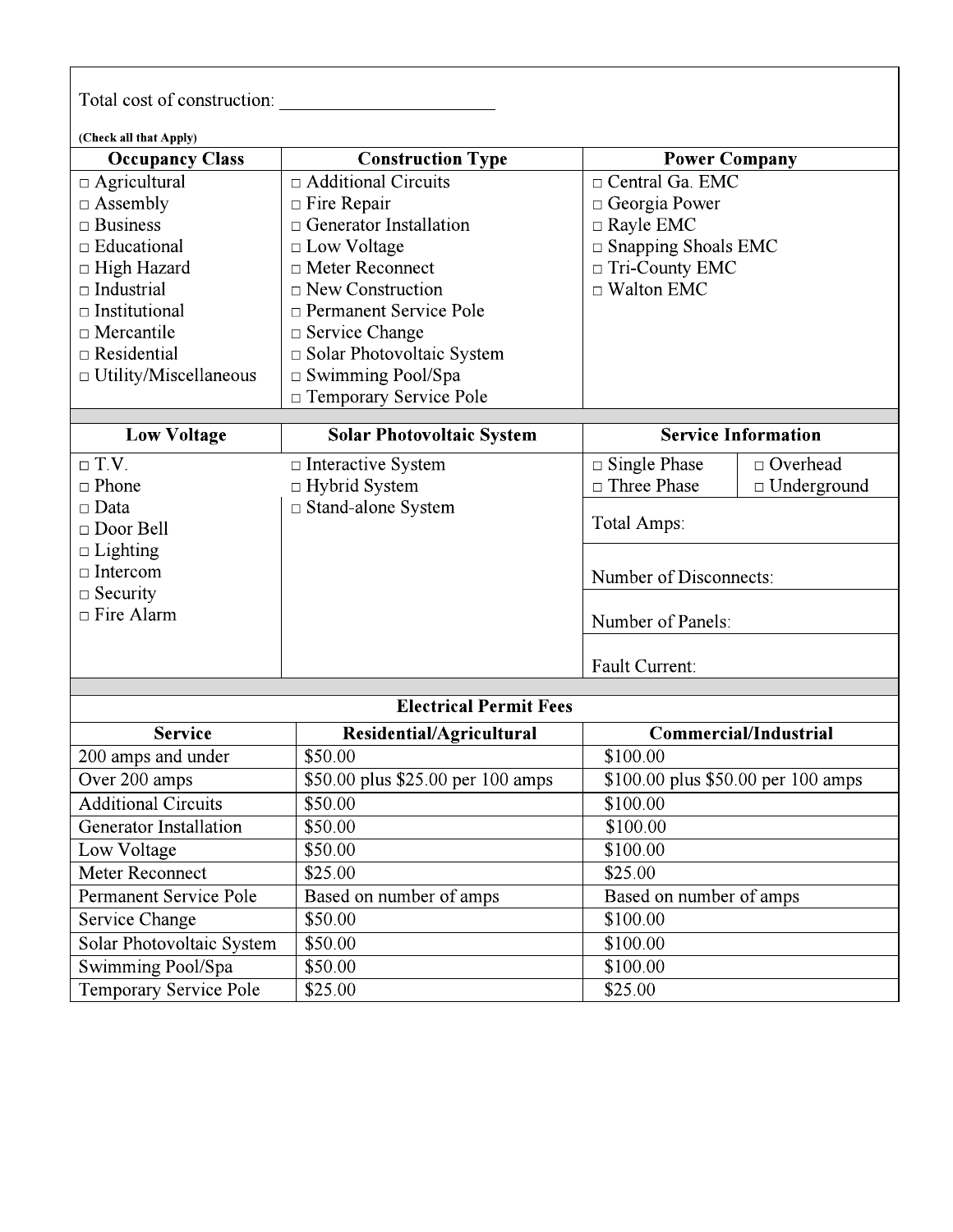Total cost of construction: ______________________

**(Check all that Apply)**

| Occupancy Class | Construction Type | Power Company |
|---|---|---|
| □ Agricultural | □ Additional Circuits | □ Central Ga. EMC |
| □ Assembly | □ Fire Repair | □ Georgia Power |
| □ Business | □ Generator Installation | □ Rayle EMC |
| □ Educational | □ Low Voltage | □ Snapping Shoals EMC |
| □ High Hazard | □ Meter Reconnect | □ Tri-County EMC |
| □ Industrial | □ New Construction | □ Walton EMC |
| □ Institutional | □ Permanent Service Pole | |
| □ Mercantile | □ Service Change | |
| □ Residential | □ Solar Photovoltaic System | |
| □ Utility/Miscellaneous | □ Swimming Pool/Spa | |
| | □ Temporary Service Pole | |

| Low Voltage | Solar Photovoltaic System | Service Information | |
|---|---|---|---|
| □ T.V. | □ Interactive System | □ Single Phase | □ Overhead |
| □ Phone | □ Hybrid System | □ Three Phase | □ Underground |
| □ Data | □ Stand-alone System | Total Amps: | |
| □ Door Bell | | | |
| □ Lighting | | Number of Disconnects: | |
| □ Intercom | | | |
| □ Security | | Number of Panels: | |
| □ Fire Alarm | | | |
| | | Fault Current: | |

**Electrical Permit Fees**

| Service | Residential/Agricultural | Commercial/Industrial |
|---|---|---|
| 200 amps and under | $50.00 | $100.00 |
| Over 200 amps | $50.00 plus $25.00 per 100 amps | $100.00 plus $50.00 per 100 amps |
| Additional Circuits | $50.00 | $100.00 |
| Generator Installation | $50.00 | $100.00 |
| Low Voltage | $50.00 | $100.00 |
| Meter Reconnect | $25.00 | $25.00 |
| Permanent Service Pole | Based on number of amps | Based on number of amps |
| Service Change | $50.00 | $100.00 |
| Solar Photovoltaic System | $50.00 | $100.00 |
| Swimming Pool/Spa | $50.00 | $100.00 |
| Temporary Service Pole | $25.00 | $25.00 |